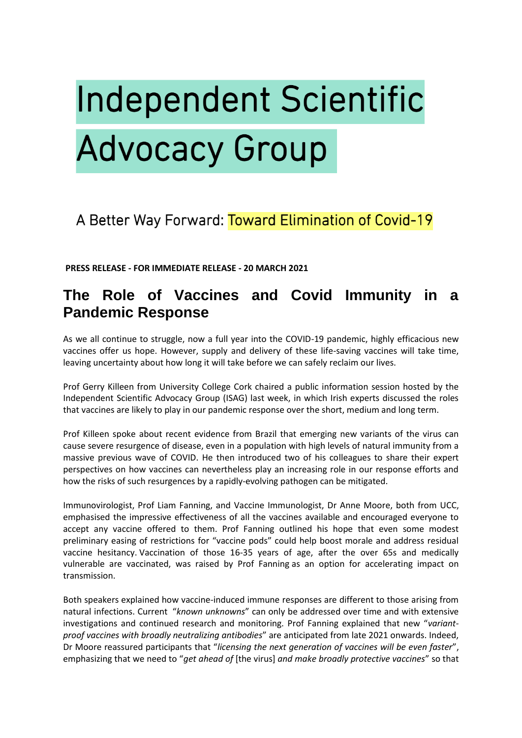# Independent Scientific Advocacy Group

## A Better Way Forward: Toward Elimination of Covid-19

**PRESS RELEASE - FOR IMMEDIATE RELEASE - 20 MARCH 2021**

## The Role of Vaccines and Covid Immunity in a Pandemic Response

As we all continue to struggle, now a full year into the COVID-19 pandemic, highly efficacious new vaccines offer us hope. However, supply and delivery of these life-saving vaccines will take time, leaving uncertainty about how long it will take before we can safely reclaim our lives.

Prof Gerry Killeen from University College Cork chaired a public information session hosted by the Independent Scientific Advocacy Group (ISAG) last week, in which Irish experts discussed the roles that vaccines are likely to play in our pandemic response over the short, medium and long term.

Prof Killeen spoke about recent evidence from Brazil that emerging new variants of the virus can cause severe resurgence of disease, even in a population with high levels of natural immunity from a massive previous wave of COVID. He then introduced two of his colleagues to share their expert perspectives on how vaccines can nevertheless play an increasing role in our response efforts and how the risks of such resurgences by a rapidly-evolving pathogen can be mitigated.

Immunovirologist, Prof Liam Fanning, and Vaccine Immunologist, Dr Anne Moore, both from UCC, emphasised the impressive effectiveness of all the vaccines available and encouraged everyone to accept any vaccine offered to them. Prof Fanning outlined his hope that even some modest preliminary easing of restrictions for "vaccine pods" could help boost morale and address residual vaccine hesitancy. Vaccination of those 16-35 years of age, after the over 65s and medically vulnerable are vaccinated, was raised by Prof Fanning as an option for accelerating impact on transmission.

Both speakers explained how vaccine-induced immune responses are different to those arising from natural infections. Current "*known unknowns*" can only be addressed over time and with extensive investigations and continued research and monitoring. Prof Fanning explained that new "*variant-proof vaccines with broadly neutralizing antibodies*" are anticipated from late 2021 onwards. Indeed, Dr Moore reassured participants that "*licensing the next generation of vaccines will be even faster*", emphasizing that we need to "*get ahead of* [the virus] *and make broadly protective vaccines*" so that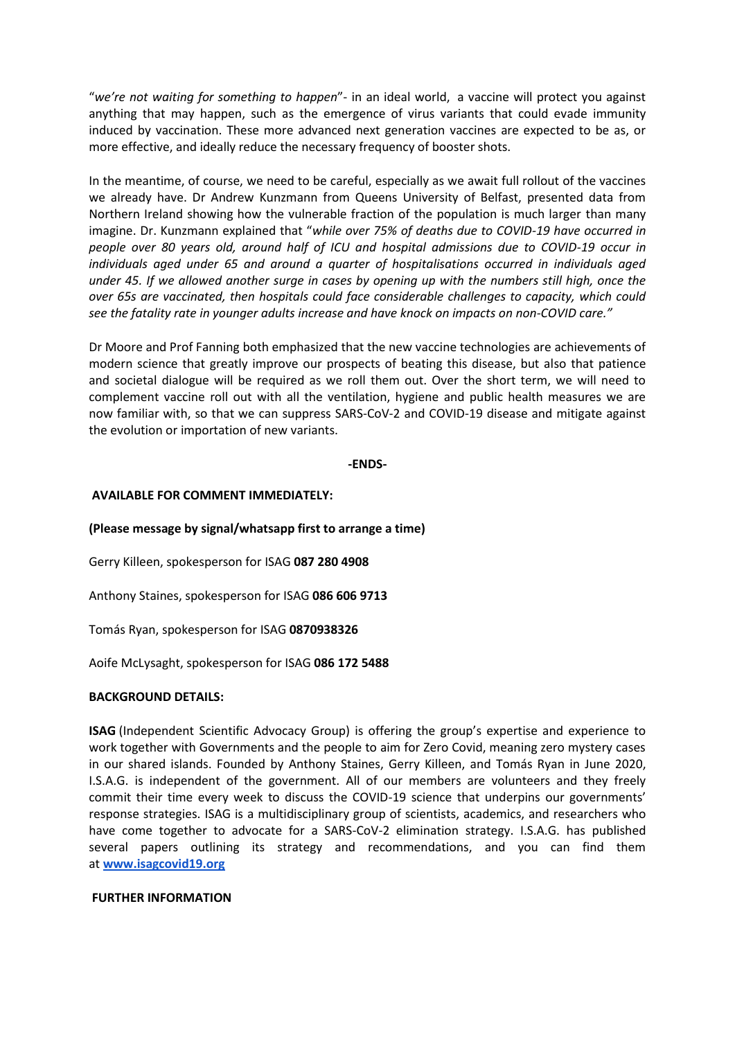"*we're not waiting for something to happen*"- in an ideal world, a vaccine will protect you against anything that may happen, such as the emergence of virus variants that could evade immunity induced by vaccination. These more advanced next generation vaccines are expected to be as, or more effective, and ideally reduce the necessary frequency of booster shots.

In the meantime, of course, we need to be careful, especially as we await full rollout of the vaccines we already have. Dr Andrew Kunzmann from Queens University of Belfast, presented data from Northern Ireland showing how the vulnerable fraction of the population is much larger than many imagine. Dr. Kunzmann explained that "*while over 75% of deaths due to COVID-19 have occurred in people over 80 years old, around half of ICU and hospital admissions due to COVID-19 occur in individuals aged under 65 and around a quarter of hospitalisations occurred in individuals aged under 45. If we allowed another surge in cases by opening up with the numbers still high, once the over 65s are vaccinated, then hospitals could face considerable challenges to capacity, which could see the fatality rate in younger adults increase and have knock on impacts on non-COVID care.*"

Dr Moore and Prof Fanning both emphasized that the new vaccine technologies are achievements of modern science that greatly improve our prospects of beating this disease, but also that patience and societal dialogue will be required as we roll them out. Over the short term, we will need to complement vaccine roll out with all the ventilation, hygiene and public health measures we are now familiar with, so that we can suppress SARS-CoV-2 and COVID-19 disease and mitigate against the evolution or importation of new variants.

**-ENDS-**

**AVAILABLE FOR COMMENT IMMEDIATELY:**

**(Please message by signal/whatsapp first to arrange a time)**

Gerry Killeen, spokesperson for ISAG **087 280 4908**

Anthony Staines, spokesperson for ISAG **086 606 9713**

Tomás Ryan, spokesperson for ISAG **0870938326**

Aoife McLysaght, spokesperson for ISAG **086 172 5488**

**BACKGROUND DETAILS:**

**ISAG** (Independent Scientific Advocacy Group) is offering the group's expertise and experience to work together with Governments and the people to aim for Zero Covid, meaning zero mystery cases in our shared islands. Founded by Anthony Staines, Gerry Killeen, and Tomás Ryan in June 2020, I.S.A.G. is independent of the government. All of our members are volunteers and they freely commit their time every week to discuss the COVID-19 science that underpins our governments' response strategies. ISAG is a multidisciplinary group of scientists, academics, and researchers who have come together to advocate for a SARS-CoV-2 elimination strategy. I.S.A.G. has published several papers outlining its strategy and recommendations, and you can find them at **www.isagcovid19.org**

**FURTHER INFORMATION**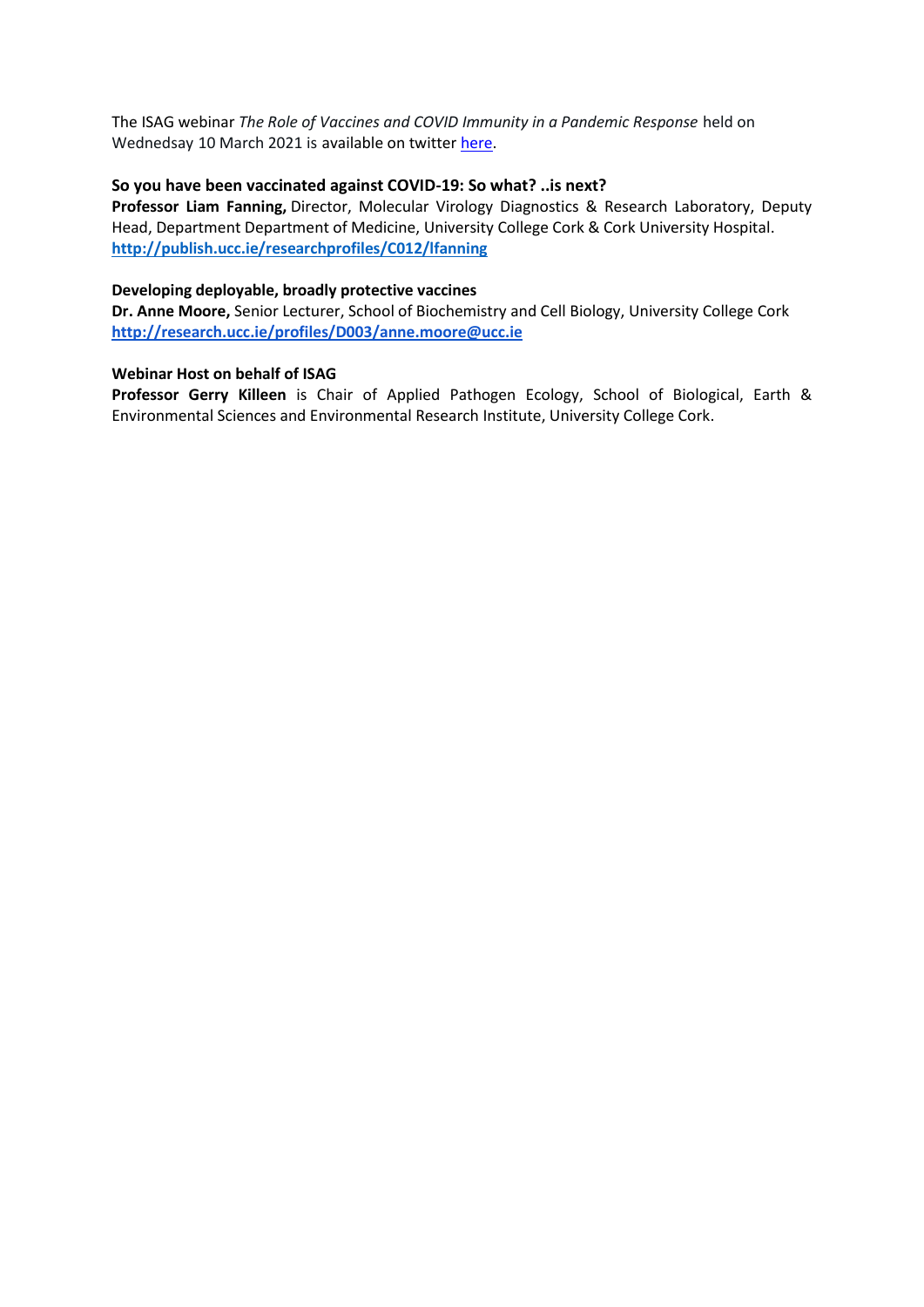The ISAG webinar *The Role of Vaccines and COVID Immunity in a Pandemic Response* held on Wednedsay 10 March 2021 is available on twitter [here](#).

**So you have been vaccinated against COVID-19: So what? ..is next?**

**Professor Liam Fanning,** Director, Molecular Virology Diagnostics & Research Laboratory, Deputy Head, Department Department of Medicine, University College Cork & Cork University Hospital.
**http://publish.ucc.ie/researchprofiles/C012/lfanning**

**Developing deployable, broadly protective vaccines**

**Dr. Anne Moore,** Senior Lecturer, School of Biochemistry and Cell Biology, University College Cork
**http://research.ucc.ie/profiles/D003/anne.moore@ucc.ie**

**Webinar Host on behalf of ISAG**

**Professor Gerry Killeen** is Chair of Applied Pathogen Ecology, School of Biological, Earth & Environmental Sciences and Environmental Research Institute, University College Cork.